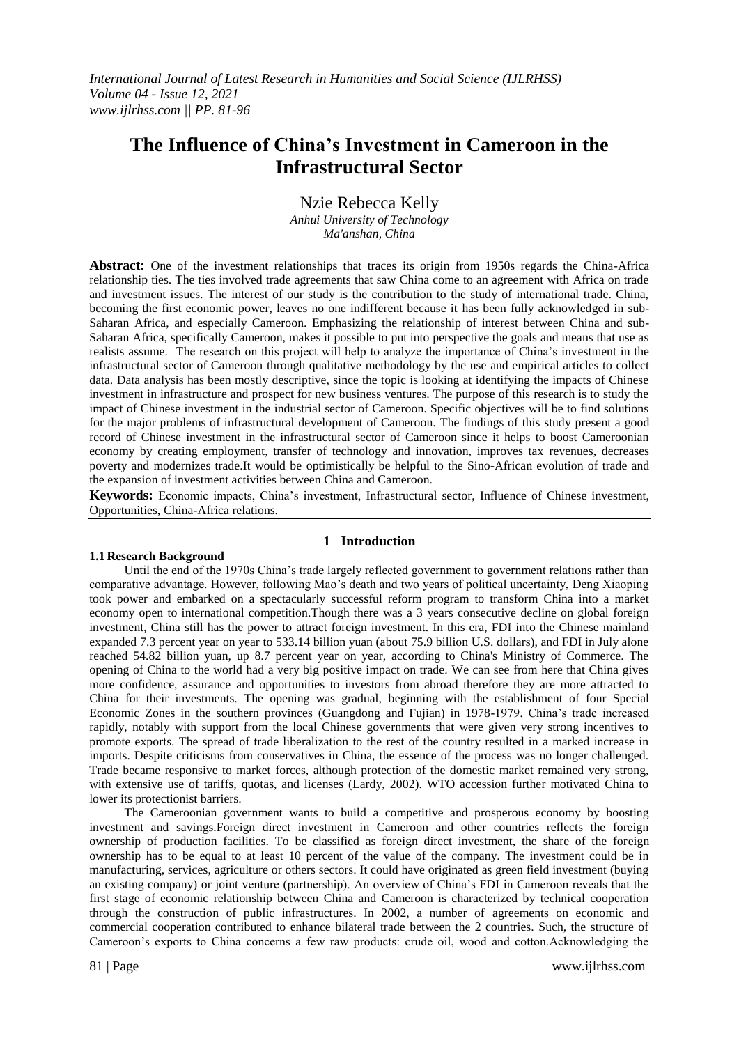# The Influence of China's Investment in Cameroon in the Infrastructural Sector

Nzie Rebecca Kelly

*Anhui University of Technology*
*Ma'anshan, China*

**Abstract:** One of the investment relationships that traces its origin from 1950s regards the China-Africa relationship ties. The ties involved trade agreements that saw China come to an agreement with Africa on trade and investment issues. The interest of our study is the contribution to the study of international trade. China, becoming the first economic power, leaves no one indifferent because it has been fully acknowledged in sub-Saharan Africa, and especially Cameroon. Emphasizing the relationship of interest between China and sub-Saharan Africa, specifically Cameroon, makes it possible to put into perspective the goals and means that use as realists assume. The research on this project will help to analyze the importance of China's investment in the infrastructural sector of Cameroon through qualitative methodology by the use and empirical articles to collect data. Data analysis has been mostly descriptive, since the topic is looking at identifying the impacts of Chinese investment in infrastructure and prospect for new business ventures. The purpose of this research is to study the impact of Chinese investment in the industrial sector of Cameroon. Specific objectives will be to find solutions for the major problems of infrastructural development of Cameroon. The findings of this study present a good record of Chinese investment in the infrastructural sector of Cameroon since it helps to boost Cameroonian economy by creating employment, transfer of technology and innovation, improves tax revenues, decreases poverty and modernizes trade.It would be optimistically be helpful to the Sino-African evolution of trade and the expansion of investment activities between China and Cameroon.

**Keywords:** Economic impacts, China's investment, Infrastructural sector, Influence of Chinese investment, Opportunities, China-Africa relations.

## 1 Introduction

### 1.1 Research Background

Until the end of the 1970s China's trade largely reflected government to government relations rather than comparative advantage. However, following Mao's death and two years of political uncertainty, Deng Xiaoping took power and embarked on a spectacularly successful reform program to transform China into a market economy open to international competition.Though there was a 3 years consecutive decline on global foreign investment, China still has the power to attract foreign investment. In this era, FDI into the Chinese mainland expanded 7.3 percent year on year to 533.14 billion yuan (about 75.9 billion U.S. dollars), and FDI in July alone reached 54.82 billion yuan, up 8.7 percent year on year, according to China's Ministry of Commerce. The opening of China to the world had a very big positive impact on trade. We can see from here that China gives more confidence, assurance and opportunities to investors from abroad therefore they are more attracted to China for their investments. The opening was gradual, beginning with the establishment of four Special Economic Zones in the southern provinces (Guangdong and Fujian) in 1978-1979. China's trade increased rapidly, notably with support from the local Chinese governments that were given very strong incentives to promote exports. The spread of trade liberalization to the rest of the country resulted in a marked increase in imports. Despite criticisms from conservatives in China, the essence of the process was no longer challenged. Trade became responsive to market forces, although protection of the domestic market remained very strong, with extensive use of tariffs, quotas, and licenses (Lardy, 2002). WTO accession further motivated China to lower its protectionist barriers.

The Cameroonian government wants to build a competitive and prosperous economy by boosting investment and savings.Foreign direct investment in Cameroon and other countries reflects the foreign ownership of production facilities. To be classified as foreign direct investment, the share of the foreign ownership has to be equal to at least 10 percent of the value of the company. The investment could be in manufacturing, services, agriculture or others sectors. It could have originated as green field investment (buying an existing company) or joint venture (partnership). An overview of China's FDI in Cameroon reveals that the first stage of economic relationship between China and Cameroon is characterized by technical cooperation through the construction of public infrastructures. In 2002, a number of agreements on economic and commercial cooperation contributed to enhance bilateral trade between the 2 countries. Such, the structure of Cameroon's exports to China concerns a few raw products: crude oil, wood and cotton.Acknowledging the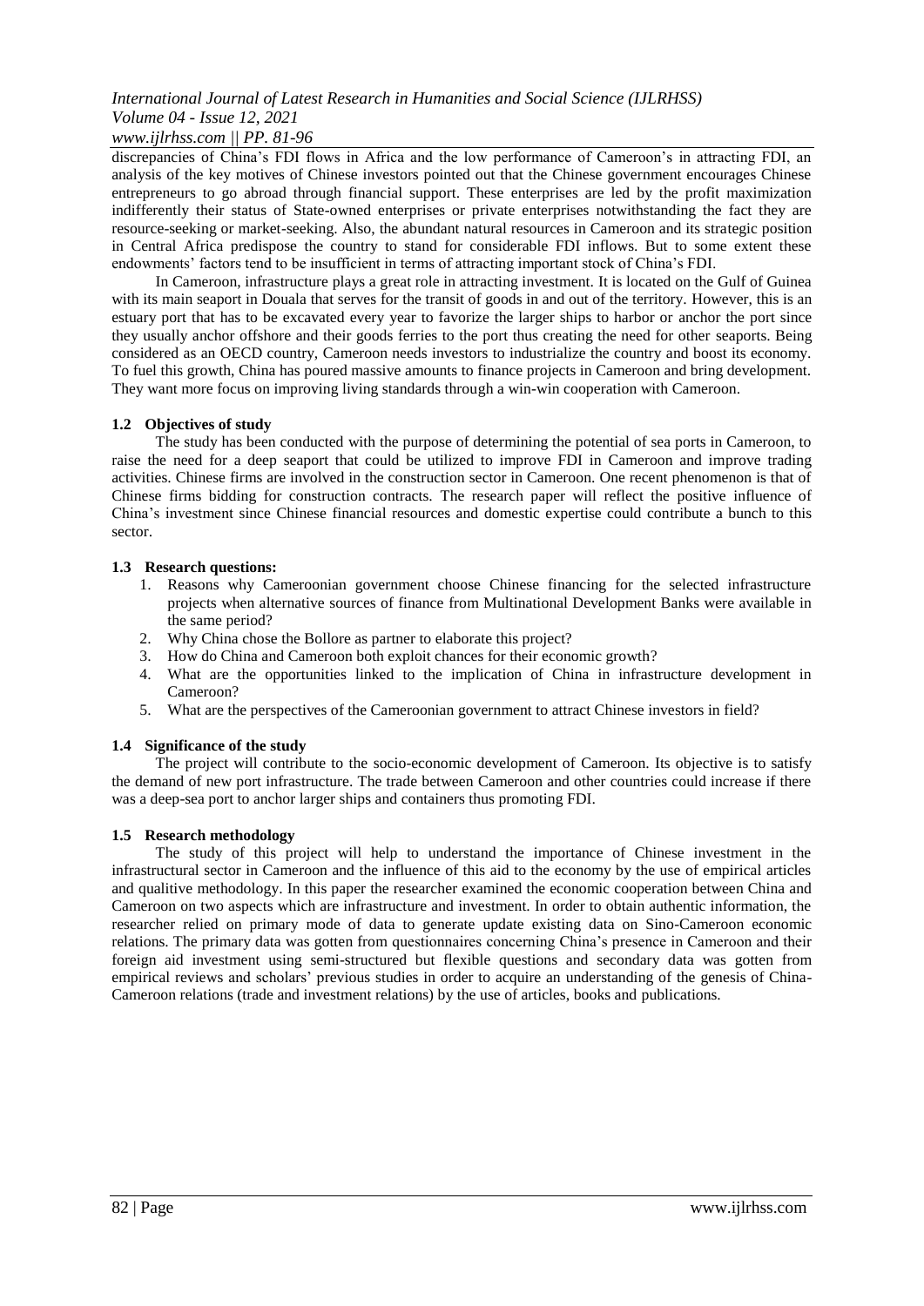discrepancies of China's FDI flows in Africa and the low performance of Cameroon's in attracting FDI, an analysis of the key motives of Chinese investors pointed out that the Chinese government encourages Chinese entrepreneurs to go abroad through financial support. These enterprises are led by the profit maximization indifferently their status of State-owned enterprises or private enterprises notwithstanding the fact they are resource-seeking or market-seeking. Also, the abundant natural resources in Cameroon and its strategic position in Central Africa predispose the country to stand for considerable FDI inflows. But to some extent these endowments' factors tend to be insufficient in terms of attracting important stock of China's FDI.

In Cameroon, infrastructure plays a great role in attracting investment. It is located on the Gulf of Guinea with its main seaport in Douala that serves for the transit of goods in and out of the territory. However, this is an estuary port that has to be excavated every year to favorize the larger ships to harbor or anchor the port since they usually anchor offshore and their goods ferries to the port thus creating the need for other seaports. Being considered as an OECD country, Cameroon needs investors to industrialize the country and boost its economy. To fuel this growth, China has poured massive amounts to finance projects in Cameroon and bring development. They want more focus on improving living standards through a win-win cooperation with Cameroon.

### 1.2 Objectives of study

The study has been conducted with the purpose of determining the potential of sea ports in Cameroon, to raise the need for a deep seaport that could be utilized to improve FDI in Cameroon and improve trading activities. Chinese firms are involved in the construction sector in Cameroon. One recent phenomenon is that of Chinese firms bidding for construction contracts. The research paper will reflect the positive influence of China's investment since Chinese financial resources and domestic expertise could contribute a bunch to this sector.

### 1.3 Research questions:

1. Reasons why Cameroonian government choose Chinese financing for the selected infrastructure projects when alternative sources of finance from Multinational Development Banks were available in the same period?
2. Why China chose the Bollore as partner to elaborate this project?
3. How do China and Cameroon both exploit chances for their economic growth?
4. What are the opportunities linked to the implication of China in infrastructure development in Cameroon?
5. What are the perspectives of the Cameroonian government to attract Chinese investors in field?

### 1.4 Significance of the study

The project will contribute to the socio-economic development of Cameroon. Its objective is to satisfy the demand of new port infrastructure. The trade between Cameroon and other countries could increase if there was a deep-sea port to anchor larger ships and containers thus promoting FDI.

### 1.5 Research methodology

The study of this project will help to understand the importance of Chinese investment in the infrastructural sector in Cameroon and the influence of this aid to the economy by the use of empirical articles and qualitive methodology. In this paper the researcher examined the economic cooperation between China and Cameroon on two aspects which are infrastructure and investment. In order to obtain authentic information, the researcher relied on primary mode of data to generate update existing data on Sino-Cameroon economic relations. The primary data was gotten from questionnaires concerning China's presence in Cameroon and their foreign aid investment using semi-structured but flexible questions and secondary data was gotten from empirical reviews and scholars' previous studies in order to acquire an understanding of the genesis of China-Cameroon relations (trade and investment relations) by the use of articles, books and publications.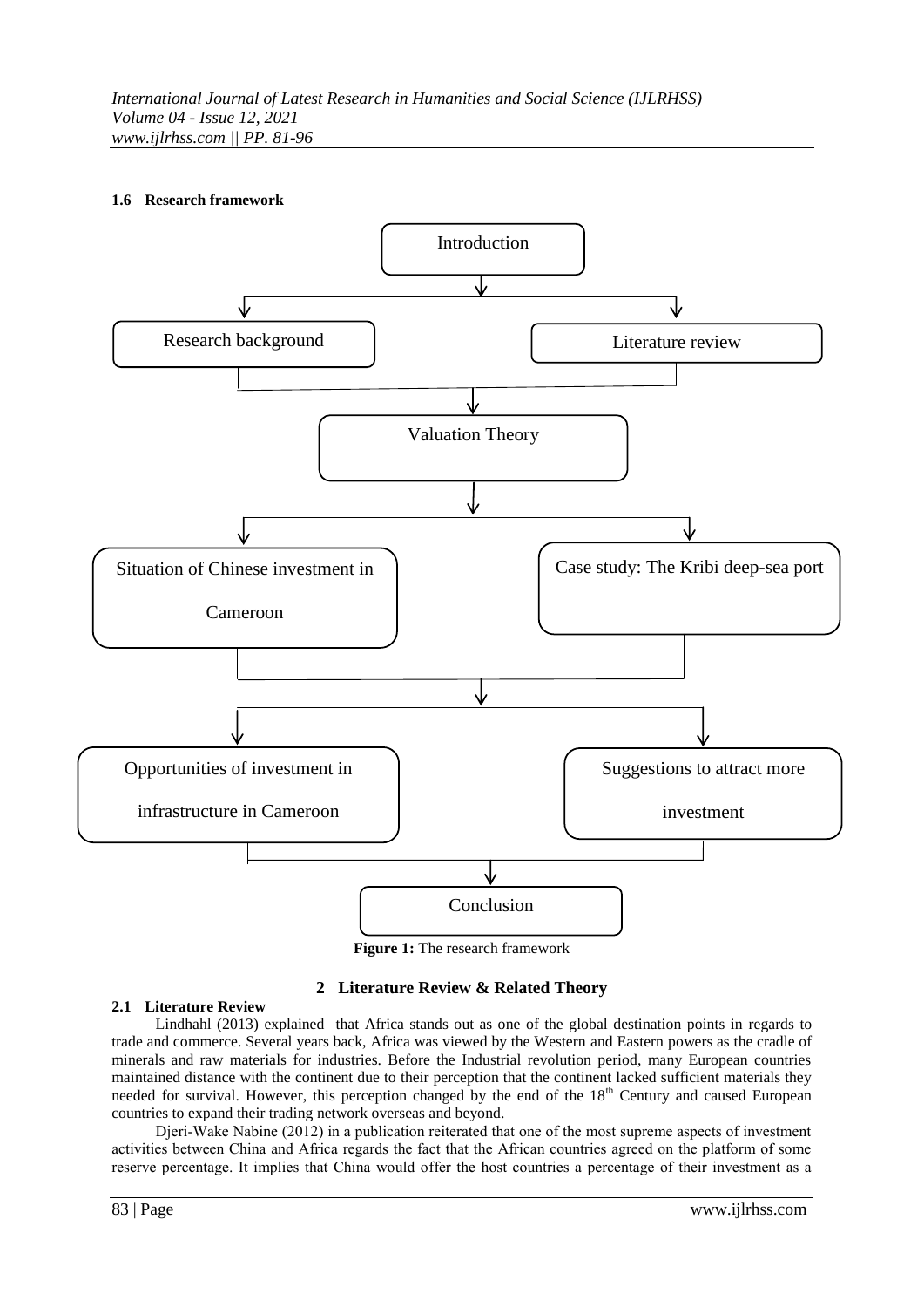### 1.6 Research framework

Introduction

Research background

Literature review

Valuation Theory

Situation of Chinese investment in Cameroon

Case study: The Kribi deep-sea port

Opportunities of investment in infrastructure in Cameroon

Suggestions to attract more investment

Conclusion

**Figure 1:** The research framework

## 2 Literature Review & Related Theory

### 2.1 Literature Review

Lindhahl (2013) explained that Africa stands out as one of the global destination points in regards to trade and commerce. Several years back, Africa was viewed by the Western and Eastern powers as the cradle of minerals and raw materials for industries. Before the Industrial revolution period, many European countries maintained distance with the continent due to their perception that the continent lacked sufficient materials they needed for survival. However, this perception changed by the end of the 18th Century and caused European countries to expand their trading network overseas and beyond.

Djeri-Wake Nabine (2012) in a publication reiterated that one of the most supreme aspects of investment activities between China and Africa regards the fact that the African countries agreed on the platform of some reserve percentage. It implies that China would offer the host countries a percentage of their investment as a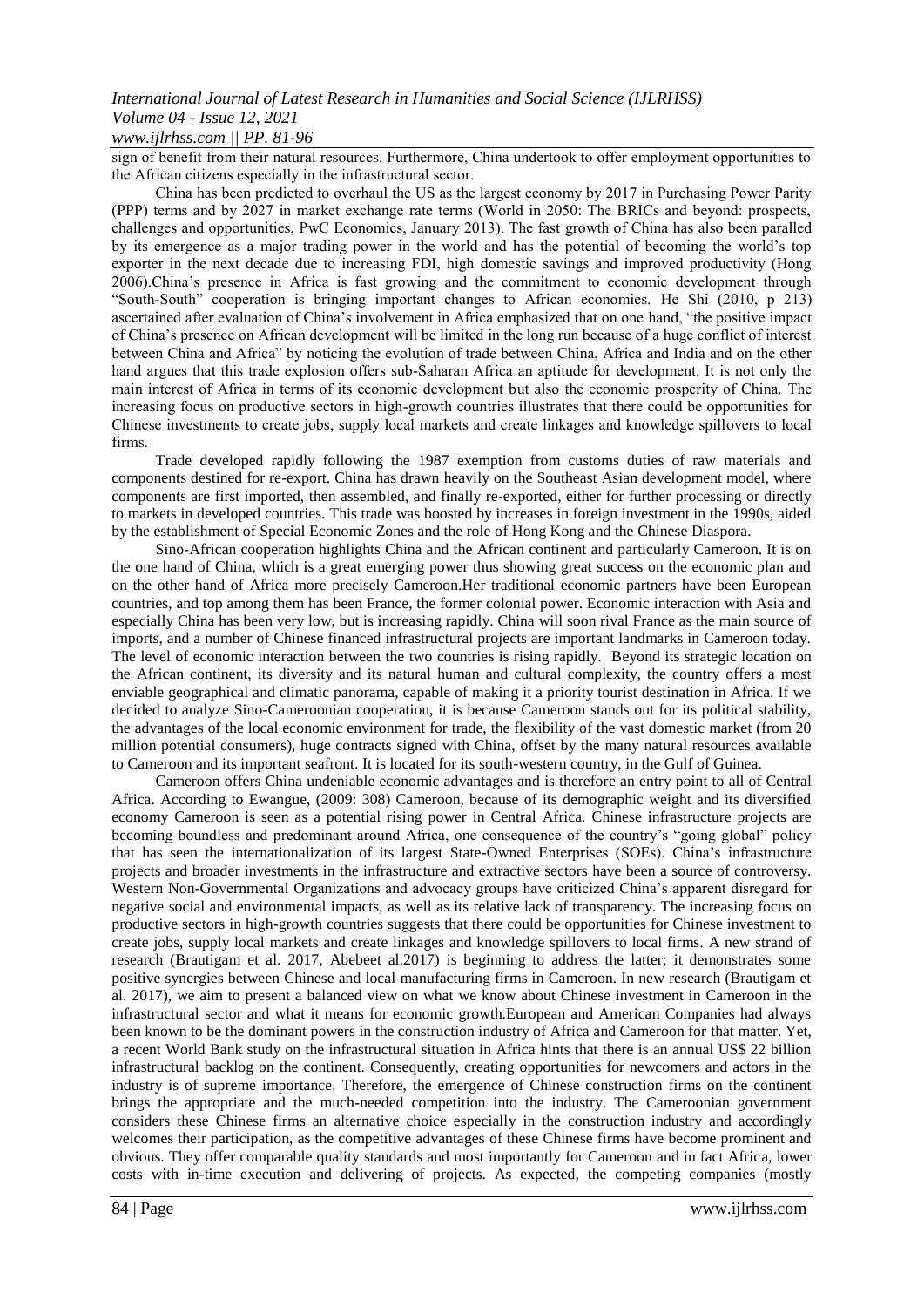sign of benefit from their natural resources. Furthermore, China undertook to offer employment opportunities to the African citizens especially in the infrastructural sector.

China has been predicted to overhaul the US as the largest economy by 2017 in Purchasing Power Parity (PPP) terms and by 2027 in market exchange rate terms (World in 2050: The BRICs and beyond: prospects, challenges and opportunities, PwC Economics, January 2013). The fast growth of China has also been paralled by its emergence as a major trading power in the world and has the potential of becoming the world's top exporter in the next decade due to increasing FDI, high domestic savings and improved productivity (Hong 2006).China's presence in Africa is fast growing and the commitment to economic development through "South-South" cooperation is bringing important changes to African economies. He Shi (2010, p 213) ascertained after evaluation of China's involvement in Africa emphasized that on one hand, "the positive impact of China's presence on African development will be limited in the long run because of a huge conflict of interest between China and Africa" by noticing the evolution of trade between China, Africa and India and on the other hand argues that this trade explosion offers sub-Saharan Africa an aptitude for development. It is not only the main interest of Africa in terms of its economic development but also the economic prosperity of China. The increasing focus on productive sectors in high-growth countries illustrates that there could be opportunities for Chinese investments to create jobs, supply local markets and create linkages and knowledge spillovers to local firms.

Trade developed rapidly following the 1987 exemption from customs duties of raw materials and components destined for re-export. China has drawn heavily on the Southeast Asian development model, where components are first imported, then assembled, and finally re-exported, either for further processing or directly to markets in developed countries. This trade was boosted by increases in foreign investment in the 1990s, aided by the establishment of Special Economic Zones and the role of Hong Kong and the Chinese Diaspora.

Sino-African cooperation highlights China and the African continent and particularly Cameroon. It is on the one hand of China, which is a great emerging power thus showing great success on the economic plan and on the other hand of Africa more precisely Cameroon.Her traditional economic partners have been European countries, and top among them has been France, the former colonial power. Economic interaction with Asia and especially China has been very low, but is increasing rapidly. China will soon rival France as the main source of imports, and a number of Chinese financed infrastructural projects are important landmarks in Cameroon today. The level of economic interaction between the two countries is rising rapidly. Beyond its strategic location on the African continent, its diversity and its natural human and cultural complexity, the country offers a most enviable geographical and climatic panorama, capable of making it a priority tourist destination in Africa. If we decided to analyze Sino-Cameroonian cooperation, it is because Cameroon stands out for its political stability, the advantages of the local economic environment for trade, the flexibility of the vast domestic market (from 20 million potential consumers), huge contracts signed with China, offset by the many natural resources available to Cameroon and its important seafront. It is located for its south-western country, in the Gulf of Guinea.

Cameroon offers China undeniable economic advantages and is therefore an entry point to all of Central Africa. According to Ewangue, (2009: 308) Cameroon, because of its demographic weight and its diversified economy Cameroon is seen as a potential rising power in Central Africa. Chinese infrastructure projects are becoming boundless and predominant around Africa, one consequence of the country's "going global" policy that has seen the internationalization of its largest State-Owned Enterprises (SOEs). China's infrastructure projects and broader investments in the infrastructure and extractive sectors have been a source of controversy. Western Non-Governmental Organizations and advocacy groups have criticized China's apparent disregard for negative social and environmental impacts, as well as its relative lack of transparency. The increasing focus on productive sectors in high-growth countries suggests that there could be opportunities for Chinese investment to create jobs, supply local markets and create linkages and knowledge spillovers to local firms. A new strand of research (Brautigam et al. 2017, Abebeet al.2017) is beginning to address the latter; it demonstrates some positive synergies between Chinese and local manufacturing firms in Cameroon. In new research (Brautigam et al. 2017), we aim to present a balanced view on what we know about Chinese investment in Cameroon in the infrastructural sector and what it means for economic growth.European and American Companies had always been known to be the dominant powers in the construction industry of Africa and Cameroon for that matter. Yet, a recent World Bank study on the infrastructural situation in Africa hints that there is an annual US$ 22 billion infrastructural backlog on the continent. Consequently, creating opportunities for newcomers and actors in the industry is of supreme importance. Therefore, the emergence of Chinese construction firms on the continent brings the appropriate and the much-needed competition into the industry. The Cameroonian government considers these Chinese firms an alternative choice especially in the construction industry and accordingly welcomes their participation, as the competitive advantages of these Chinese firms have become prominent and obvious. They offer comparable quality standards and most importantly for Cameroon and in fact Africa, lower costs with in-time execution and delivering of projects. As expected, the competing companies (mostly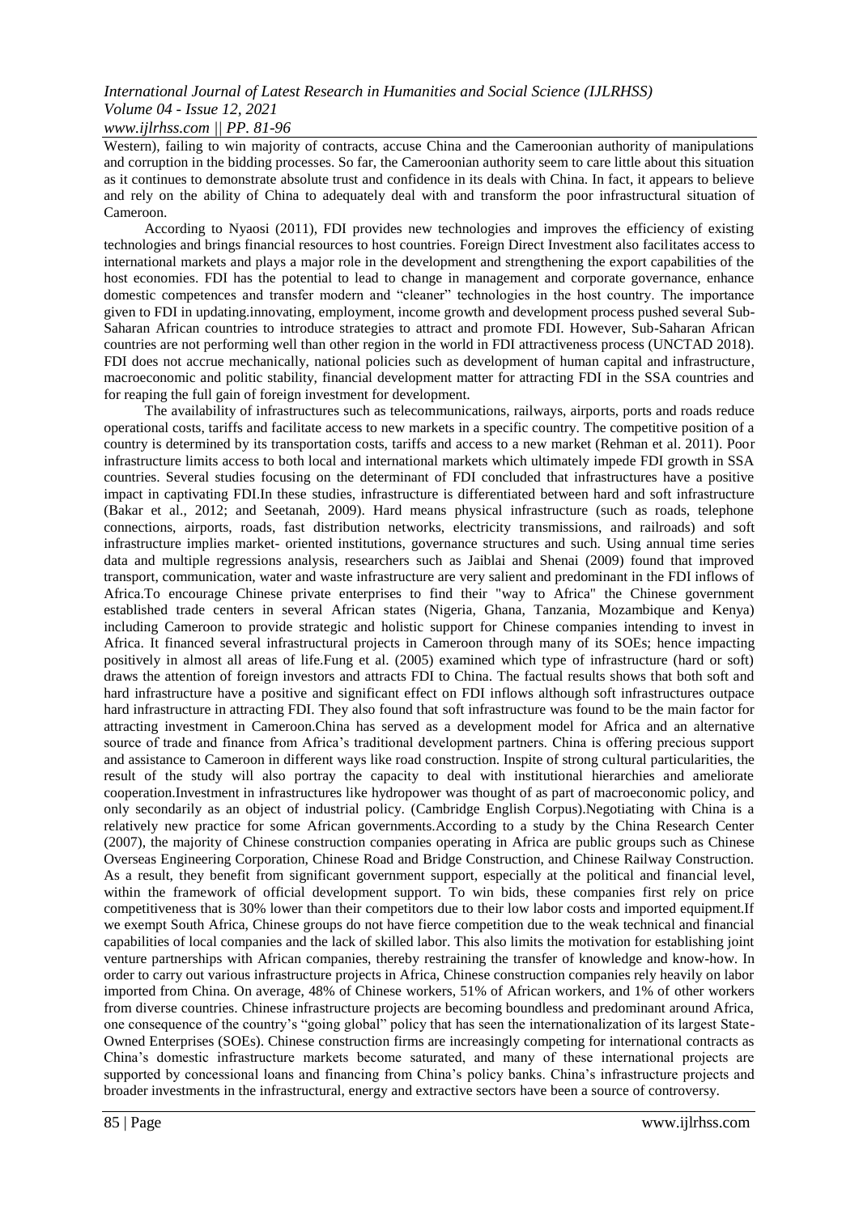Western), failing to win majority of contracts, accuse China and the Cameroonian authority of manipulations and corruption in the bidding processes. So far, the Cameroonian authority seem to care little about this situation as it continues to demonstrate absolute trust and confidence in its deals with China. In fact, it appears to believe and rely on the ability of China to adequately deal with and transform the poor infrastructural situation of Cameroon.

According to Nyaosi (2011), FDI provides new technologies and improves the efficiency of existing technologies and brings financial resources to host countries. Foreign Direct Investment also facilitates access to international markets and plays a major role in the development and strengthening the export capabilities of the host economies. FDI has the potential to lead to change in management and corporate governance, enhance domestic competences and transfer modern and "cleaner" technologies in the host country. The importance given to FDI in updating.innovating, employment, income growth and development process pushed several Sub-Saharan African countries to introduce strategies to attract and promote FDI. However, Sub-Saharan African countries are not performing well than other region in the world in FDI attractiveness process (UNCTAD 2018). FDI does not accrue mechanically, national policies such as development of human capital and infrastructure, macroeconomic and politic stability, financial development matter for attracting FDI in the SSA countries and for reaping the full gain of foreign investment for development.

The availability of infrastructures such as telecommunications, railways, airports, ports and roads reduce operational costs, tariffs and facilitate access to new markets in a specific country. The competitive position of a country is determined by its transportation costs, tariffs and access to a new market (Rehman et al. 2011). Poor infrastructure limits access to both local and international markets which ultimately impede FDI growth in SSA countries. Several studies focusing on the determinant of FDI concluded that infrastructures have a positive impact in captivating FDI.In these studies, infrastructure is differentiated between hard and soft infrastructure (Bakar et al., 2012; and Seetanah, 2009). Hard means physical infrastructure (such as roads, telephone connections, airports, roads, fast distribution networks, electricity transmissions, and railroads) and soft infrastructure implies market- oriented institutions, governance structures and such. Using annual time series data and multiple regressions analysis, researchers such as Jaiblai and Shenai (2009) found that improved transport, communication, water and waste infrastructure are very salient and predominant in the FDI inflows of Africa.To encourage Chinese private enterprises to find their "way to Africa" the Chinese government established trade centers in several African states (Nigeria, Ghana, Tanzania, Mozambique and Kenya) including Cameroon to provide strategic and holistic support for Chinese companies intending to invest in Africa. It financed several infrastructural projects in Cameroon through many of its SOEs; hence impacting positively in almost all areas of life.Fung et al. (2005) examined which type of infrastructure (hard or soft) draws the attention of foreign investors and attracts FDI to China. The factual results shows that both soft and hard infrastructure have a positive and significant effect on FDI inflows although soft infrastructures outpace hard infrastructure in attracting FDI. They also found that soft infrastructure was found to be the main factor for attracting investment in Cameroon.China has served as a development model for Africa and an alternative source of trade and finance from Africa's traditional development partners. China is offering precious support and assistance to Cameroon in different ways like road construction. Inspite of strong cultural particularities, the result of the study will also portray the capacity to deal with institutional hierarchies and ameliorate cooperation.Investment in infrastructures like hydropower was thought of as part of macroeconomic policy, and only secondarily as an object of industrial policy. (Cambridge English Corpus).Negotiating with China is a relatively new practice for some African governments.According to a study by the China Research Center (2007), the majority of Chinese construction companies operating in Africa are public groups such as Chinese Overseas Engineering Corporation, Chinese Road and Bridge Construction, and Chinese Railway Construction. As a result, they benefit from significant government support, especially at the political and financial level, within the framework of official development support. To win bids, these companies first rely on price competitiveness that is 30% lower than their competitors due to their low labor costs and imported equipment.If we exempt South Africa, Chinese groups do not have fierce competition due to the weak technical and financial capabilities of local companies and the lack of skilled labor. This also limits the motivation for establishing joint venture partnerships with African companies, thereby restraining the transfer of knowledge and know-how. In order to carry out various infrastructure projects in Africa, Chinese construction companies rely heavily on labor imported from China. On average, 48% of Chinese workers, 51% of African workers, and 1% of other workers from diverse countries. Chinese infrastructure projects are becoming boundless and predominant around Africa, one consequence of the country's "going global" policy that has seen the internationalization of its largest State-Owned Enterprises (SOEs). Chinese construction firms are increasingly competing for international contracts as China's domestic infrastructure markets become saturated, and many of these international projects are supported by concessional loans and financing from China's policy banks. China's infrastructure projects and broader investments in the infrastructural, energy and extractive sectors have been a source of controversy.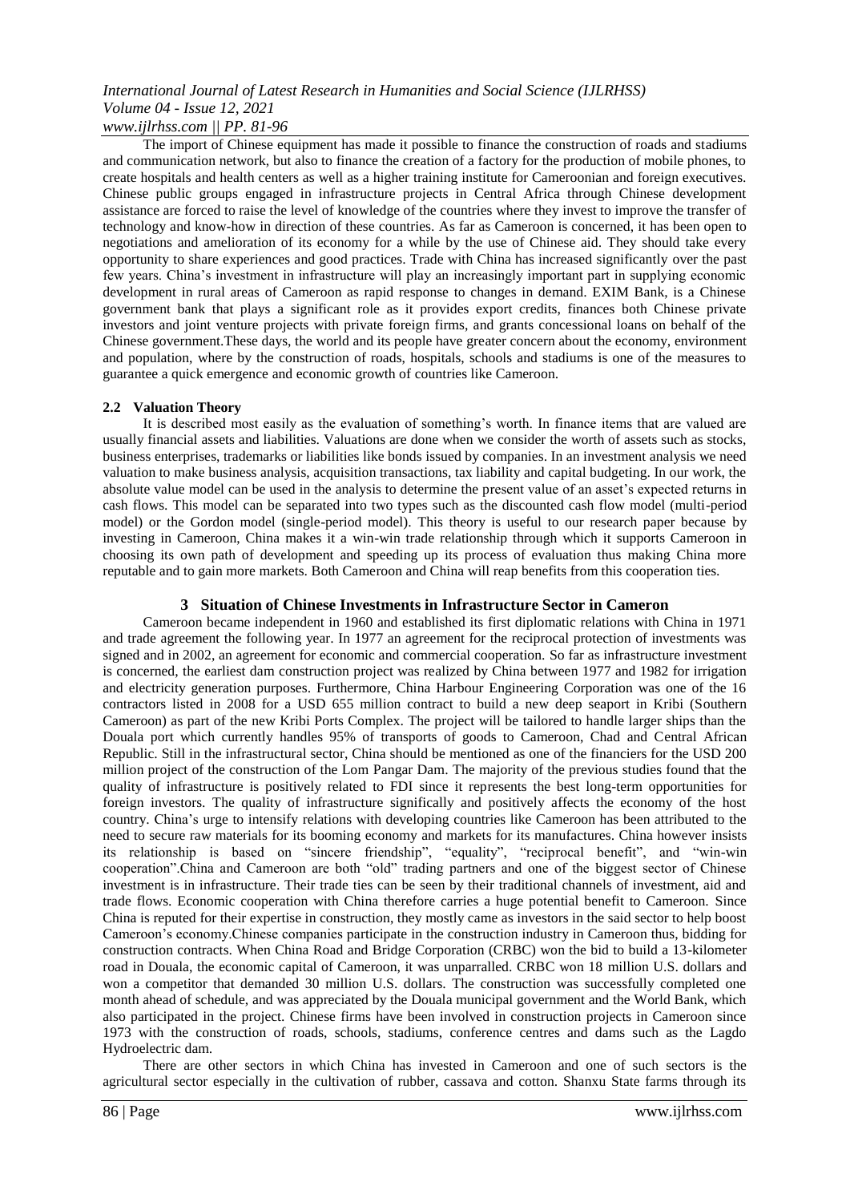The import of Chinese equipment has made it possible to finance the construction of roads and stadiums and communication network, but also to finance the creation of a factory for the production of mobile phones, to create hospitals and health centers as well as a higher training institute for Cameroonian and foreign executives. Chinese public groups engaged in infrastructure projects in Central Africa through Chinese development assistance are forced to raise the level of knowledge of the countries where they invest to improve the transfer of technology and know-how in direction of these countries. As far as Cameroon is concerned, it has been open to negotiations and amelioration of its economy for a while by the use of Chinese aid. They should take every opportunity to share experiences and good practices. Trade with China has increased significantly over the past few years. China's investment in infrastructure will play an increasingly important part in supplying economic development in rural areas of Cameroon as rapid response to changes in demand. EXIM Bank, is a Chinese government bank that plays a significant role as it provides export credits, finances both Chinese private investors and joint venture projects with private foreign firms, and grants concessional loans on behalf of the Chinese government.These days, the world and its people have greater concern about the economy, environment and population, where by the construction of roads, hospitals, schools and stadiums is one of the measures to guarantee a quick emergence and economic growth of countries like Cameroon.

### 2.2 Valuation Theory

It is described most easily as the evaluation of something's worth. In finance items that are valued are usually financial assets and liabilities. Valuations are done when we consider the worth of assets such as stocks, business enterprises, trademarks or liabilities like bonds issued by companies. In an investment analysis we need valuation to make business analysis, acquisition transactions, tax liability and capital budgeting. In our work, the absolute value model can be used in the analysis to determine the present value of an asset's expected returns in cash flows. This model can be separated into two types such as the discounted cash flow model (multi-period model) or the Gordon model (single-period model). This theory is useful to our research paper because by investing in Cameroon, China makes it a win-win trade relationship through which it supports Cameroon in choosing its own path of development and speeding up its process of evaluation thus making China more reputable and to gain more markets. Both Cameroon and China will reap benefits from this cooperation ties.

## 3 Situation of Chinese Investments in Infrastructure Sector in Cameron

Cameroon became independent in 1960 and established its first diplomatic relations with China in 1971 and trade agreement the following year. In 1977 an agreement for the reciprocal protection of investments was signed and in 2002, an agreement for economic and commercial cooperation. So far as infrastructure investment is concerned, the earliest dam construction project was realized by China between 1977 and 1982 for irrigation and electricity generation purposes. Furthermore, China Harbour Engineering Corporation was one of the 16 contractors listed in 2008 for a USD 655 million contract to build a new deep seaport in Kribi (Southern Cameroon) as part of the new Kribi Ports Complex. The project will be tailored to handle larger ships than the Douala port which currently handles 95% of transports of goods to Cameroon, Chad and Central African Republic. Still in the infrastructural sector, China should be mentioned as one of the financiers for the USD 200 million project of the construction of the Lom Pangar Dam. The majority of the previous studies found that the quality of infrastructure is positively related to FDI since it represents the best long-term opportunities for foreign investors. The quality of infrastructure significally and positively affects the economy of the host country. China's urge to intensify relations with developing countries like Cameroon has been attributed to the need to secure raw materials for its booming economy and markets for its manufactures. China however insists its relationship is based on "sincere friendship", "equality", "reciprocal benefit", and "win-win cooperation".China and Cameroon are both "old" trading partners and one of the biggest sector of Chinese investment is in infrastructure. Their trade ties can be seen by their traditional channels of investment, aid and trade flows. Economic cooperation with China therefore carries a huge potential benefit to Cameroon. Since China is reputed for their expertise in construction, they mostly came as investors in the said sector to help boost Cameroon's economy.Chinese companies participate in the construction industry in Cameroon thus, bidding for construction contracts. When China Road and Bridge Corporation (CRBC) won the bid to build a 13-kilometer road in Douala, the economic capital of Cameroon, it was unparralled. CRBC won 18 million U.S. dollars and won a competitor that demanded 30 million U.S. dollars. The construction was successfully completed one month ahead of schedule, and was appreciated by the Douala municipal government and the World Bank, which also participated in the project. Chinese firms have been involved in construction projects in Cameroon since 1973 with the construction of roads, schools, stadiums, conference centres and dams such as the Lagdo Hydroelectric dam.

There are other sectors in which China has invested in Cameroon and one of such sectors is the agricultural sector especially in the cultivation of rubber, cassava and cotton. Shanxu State farms through its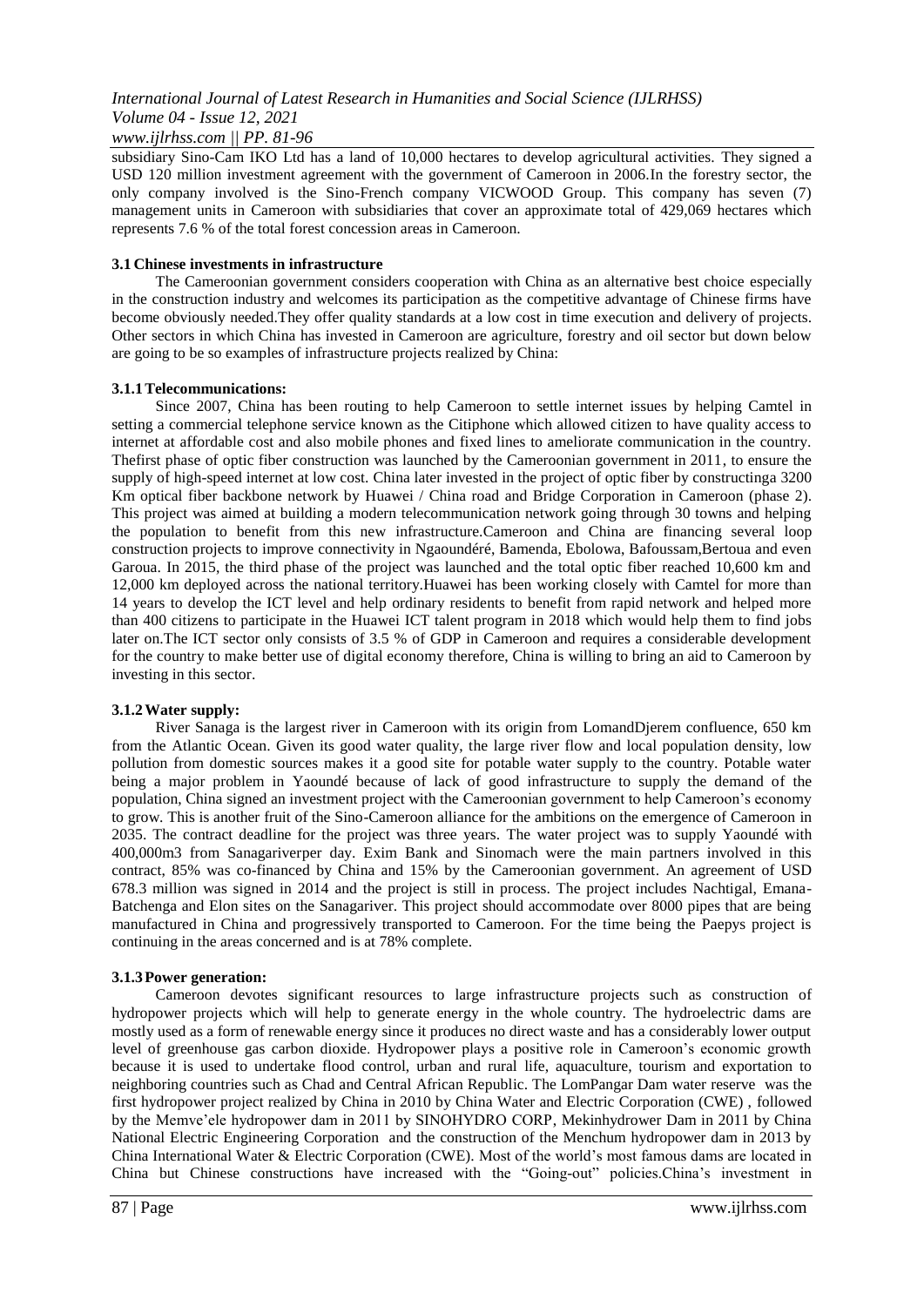subsidiary Sino-Cam IKO Ltd has a land of 10,000 hectares to develop agricultural activities. They signed a USD 120 million investment agreement with the government of Cameroon in 2006.In the forestry sector, the only company involved is the Sino-French company VICWOOD Group. This company has seven (7) management units in Cameroon with subsidiaries that cover an approximate total of 429,069 hectares which represents 7.6 % of the total forest concession areas in Cameroon.

### 3.1 Chinese investments in infrastructure

The Cameroonian government considers cooperation with China as an alternative best choice especially in the construction industry and welcomes its participation as the competitive advantage of Chinese firms have become obviously needed.They offer quality standards at a low cost in time execution and delivery of projects. Other sectors in which China has invested in Cameroon are agriculture, forestry and oil sector but down below are going to be so examples of infrastructure projects realized by China:

#### 3.1.1 Telecommunications:

Since 2007, China has been routing to help Cameroon to settle internet issues by helping Camtel in setting a commercial telephone service known as the Citiphone which allowed citizen to have quality access to internet at affordable cost and also mobile phones and fixed lines to ameliorate communication in the country. Thefirst phase of optic fiber construction was launched by the Cameroonian government in 2011, to ensure the supply of high-speed internet at low cost. China later invested in the project of optic fiber by constructinga 3200 Km optical fiber backbone network by Huawei / China road and Bridge Corporation in Cameroon (phase 2). This project was aimed at building a modern telecommunication network going through 30 towns and helping the population to benefit from this new infrastructure.Cameroon and China are financing several loop construction projects to improve connectivity in Ngaoundéré, Bamenda, Ebolowa, Bafoussam,Bertoua and even Garoua. In 2015, the third phase of the project was launched and the total optic fiber reached 10,600 km and 12,000 km deployed across the national territory.Huawei has been working closely with Camtel for more than 14 years to develop the ICT level and help ordinary residents to benefit from rapid network and helped more than 400 citizens to participate in the Huawei ICT talent program in 2018 which would help them to find jobs later on.The ICT sector only consists of 3.5 % of GDP in Cameroon and requires a considerable development for the country to make better use of digital economy therefore, China is willing to bring an aid to Cameroon by investing in this sector.

#### 3.1.2 Water supply:

River Sanaga is the largest river in Cameroon with its origin from LomandDjerem confluence, 650 km from the Atlantic Ocean. Given its good water quality, the large river flow and local population density, low pollution from domestic sources makes it a good site for potable water supply to the country. Potable water being a major problem in Yaoundé because of lack of good infrastructure to supply the demand of the population, China signed an investment project with the Cameroonian government to help Cameroon's economy to grow. This is another fruit of the Sino-Cameroon alliance for the ambitions on the emergence of Cameroon in 2035. The contract deadline for the project was three years. The water project was to supply Yaoundé with 400,000m3 from Sanagariverper day. Exim Bank and Sinomach were the main partners involved in this contract, 85% was co-financed by China and 15% by the Cameroonian government. An agreement of USD 678.3 million was signed in 2014 and the project is still in process. The project includes Nachtigal, Emana-Batchenga and Elon sites on the Sanagariver. This project should accommodate over 8000 pipes that are being manufactured in China and progressively transported to Cameroon. For the time being the Paepys project is continuing in the areas concerned and is at 78% complete.

#### 3.1.3 Power generation:

Cameroon devotes significant resources to large infrastructure projects such as construction of hydropower projects which will help to generate energy in the whole country. The hydroelectric dams are mostly used as a form of renewable energy since it produces no direct waste and has a considerably lower output level of greenhouse gas carbon dioxide. Hydropower plays a positive role in Cameroon's economic growth because it is used to undertake flood control, urban and rural life, aquaculture, tourism and exportation to neighboring countries such as Chad and Central African Republic. The LomPangar Dam water reserve was the first hydropower project realized by China in 2010 by China Water and Electric Corporation (CWE) , followed by the Memve'ele hydropower dam in 2011 by SINOHYDRO CORP, Mekinhydrower Dam in 2011 by China National Electric Engineering Corporation and the construction of the Menchum hydropower dam in 2013 by China International Water & Electric Corporation (CWE). Most of the world's most famous dams are located in China but Chinese constructions have increased with the "Going-out" policies.China's investment in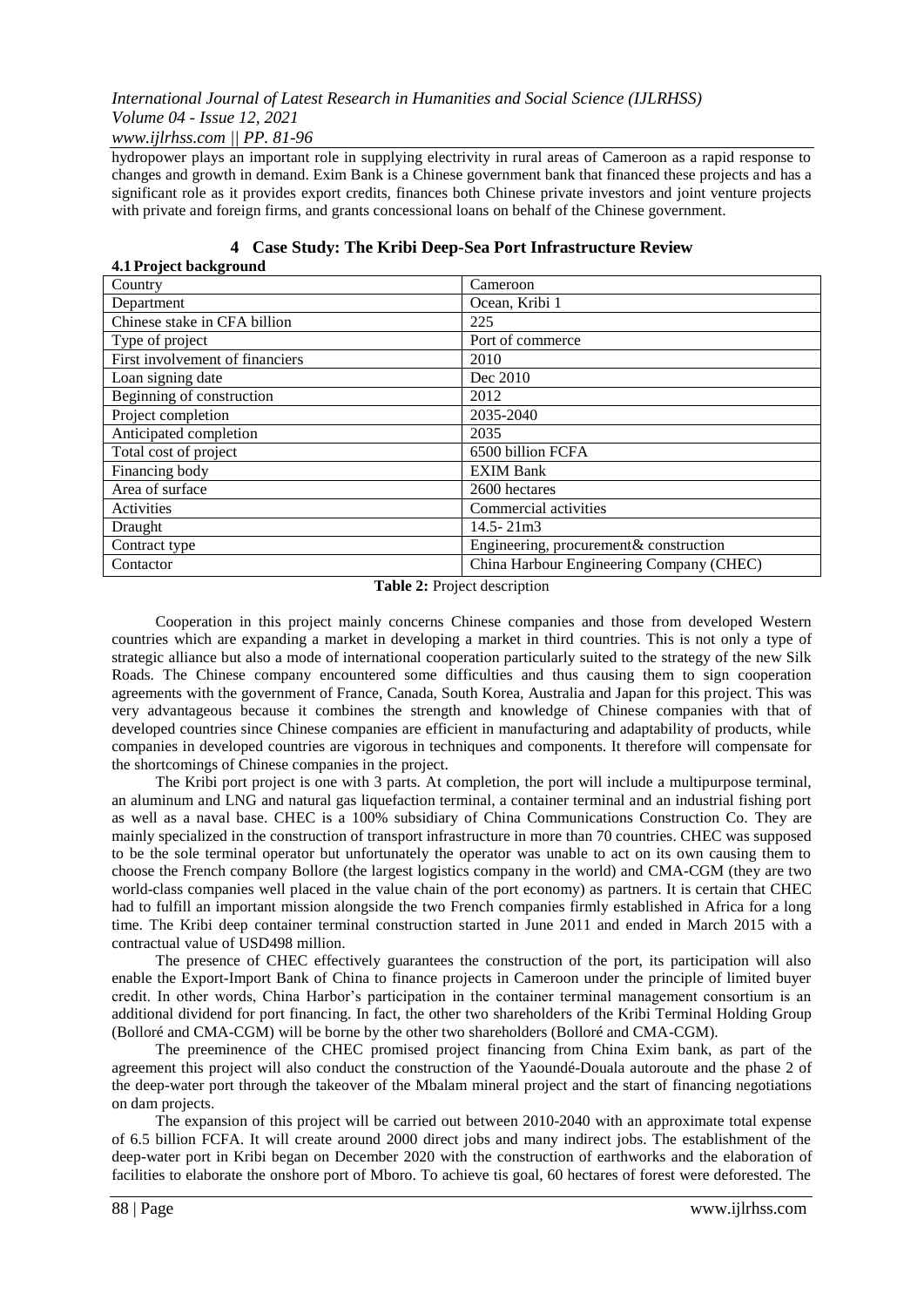hydropower plays an important role in supplying electrivity in rural areas of Cameroon as a rapid response to changes and growth in demand. Exim Bank is a Chinese government bank that financed these projects and has a significant role as it provides export credits, finances both Chinese private investors and joint venture projects with private and foreign firms, and grants concessional loans on behalf of the Chinese government.

## 4 Case Study: The Kribi Deep-Sea Port Infrastructure Review

### 4.1 Project background

| Country | Cameroon |
|---|---|
| Department | Ocean, Kribi 1 |
| Chinese stake in CFA billion | 225 |
| Type of project | Port of commerce |
| First involvement of financiers | 2010 |
| Loan signing date | Dec 2010 |
| Beginning of construction | 2012 |
| Project completion | 2035-2040 |
| Anticipated completion | 2035 |
| Total cost of project | 6500 billion FCFA |
| Financing body | EXIM Bank |
| Area of surface | 2600 hectares |
| Activities | Commercial activities |
| Draught | 14.5- 21m3 |
| Contract type | Engineering, procurement& construction |
| Contactor | China Harbour Engineering Company (CHEC) |

**Table 2:** Project description

Cooperation in this project mainly concerns Chinese companies and those from developed Western countries which are expanding a market in developing a market in third countries. This is not only a type of strategic alliance but also a mode of international cooperation particularly suited to the strategy of the new Silk Roads. The Chinese company encountered some difficulties and thus causing them to sign cooperation agreements with the government of France, Canada, South Korea, Australia and Japan for this project. This was very advantageous because it combines the strength and knowledge of Chinese companies with that of developed countries since Chinese companies are efficient in manufacturing and adaptability of products, while companies in developed countries are vigorous in techniques and components. It therefore will compensate for the shortcomings of Chinese companies in the project.

The Kribi port project is one with 3 parts. At completion, the port will include a multipurpose terminal, an aluminum and LNG and natural gas liquefaction terminal, a container terminal and an industrial fishing port as well as a naval base. CHEC is a 100% subsidiary of China Communications Construction Co. They are mainly specialized in the construction of transport infrastructure in more than 70 countries. CHEC was supposed to be the sole terminal operator but unfortunately the operator was unable to act on its own causing them to choose the French company Bollore (the largest logistics company in the world) and CMA-CGM (they are two world-class companies well placed in the value chain of the port economy) as partners. It is certain that CHEC had to fulfill an important mission alongside the two French companies firmly established in Africa for a long time. The Kribi deep container terminal construction started in June 2011 and ended in March 2015 with a contractual value of USD498 million.

The presence of CHEC effectively guarantees the construction of the port, its participation will also enable the Export-Import Bank of China to finance projects in Cameroon under the principle of limited buyer credit. In other words, China Harbor's participation in the container terminal management consortium is an additional dividend for port financing. In fact, the other two shareholders of the Kribi Terminal Holding Group (Bolloré and CMA-CGM) will be borne by the other two shareholders (Bolloré and CMA-CGM).

The preeminence of the CHEC promised project financing from China Exim bank, as part of the agreement this project will also conduct the construction of the Yaoundé-Douala autoroute and the phase 2 of the deep-water port through the takeover of the Mbalam mineral project and the start of financing negotiations on dam projects.

The expansion of this project will be carried out between 2010-2040 with an approximate total expense of 6.5 billion FCFA. It will create around 2000 direct jobs and many indirect jobs. The establishment of the deep-water port in Kribi began on December 2020 with the construction of earthworks and the elaboration of facilities to elaborate the onshore port of Mboro. To achieve tis goal, 60 hectares of forest were deforested. The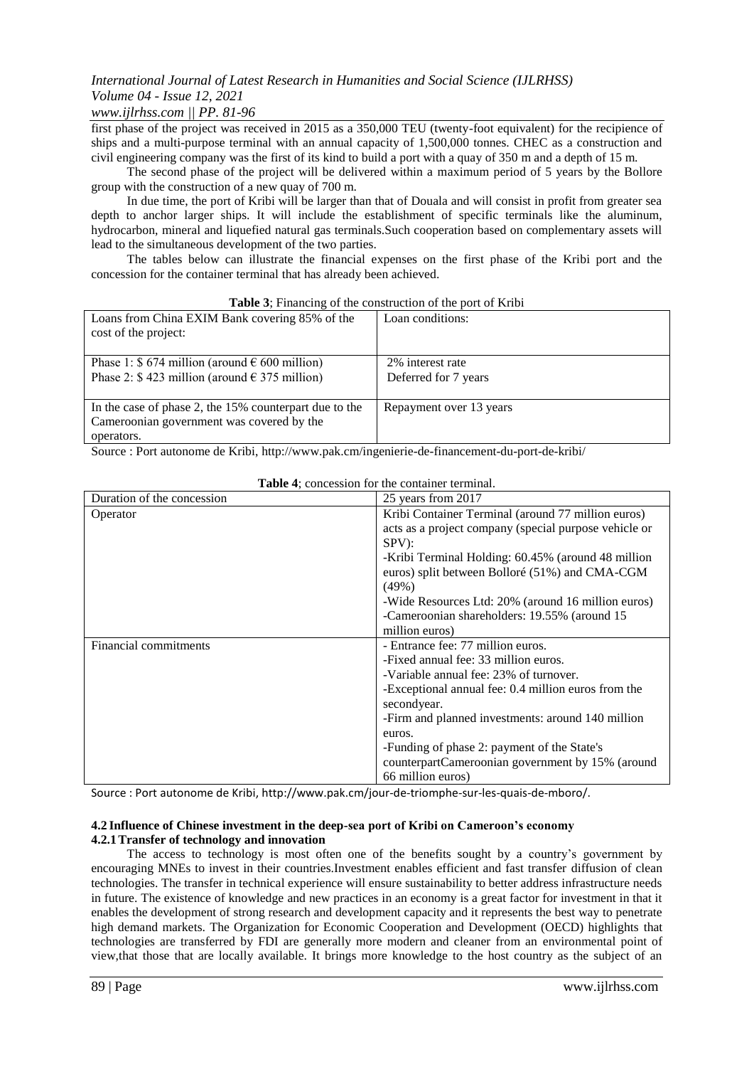first phase of the project was received in 2015 as a 350,000 TEU (twenty-foot equivalent) for the recipience of ships and a multi-purpose terminal with an annual capacity of 1,500,000 tonnes. CHEC as a construction and civil engineering company was the first of its kind to build a port with a quay of 350 m and a depth of 15 m.

The second phase of the project will be delivered within a maximum period of 5 years by the Bollore group with the construction of a new quay of 700 m.

In due time, the port of Kribi will be larger than that of Douala and will consist in profit from greater sea depth to anchor larger ships. It will include the establishment of specific terminals like the aluminum, hydrocarbon, mineral and liquefied natural gas terminals.Such cooperation based on complementary assets will lead to the simultaneous development of the two parties.

The tables below can illustrate the financial expenses on the first phase of the Kribi port and the concession for the container terminal that has already been achieved.

**Table 3**; Financing of the construction of the port of Kribi

| Loans from China EXIM Bank covering 85% of the cost of the project: | Loan conditions: |
|---|---|
| Phase 1: \$ 674 million (around € 600 million)<br>Phase 2: \$ 423 million (around € 375 million) | 2% interest rate<br>Deferred for 7 years |
| In the case of phase 2, the 15% counterpart due to the Cameroonian government was covered by the operators. | Repayment over 13 years |

Source : Port autonome de Kribi, http://www.pak.cm/ingenierie-de-financement-du-port-de-kribi/

**Table 4**; concession for the container terminal.

| Duration of the concession | 25 years from 2017 |
|---|---|
| Operator | Kribi Container Terminal (around 77 million euros) acts as a project company (special purpose vehicle or SPV):<br>-Kribi Terminal Holding: 60.45% (around 48 million euros) split between Bolloré (51%) and CMA-CGM (49%)<br>-Wide Resources Ltd: 20% (around 16 million euros)<br>-Cameroonian shareholders: 19.55% (around 15 million euros) |
| Financial commitments | - Entrance fee: 77 million euros.<br>-Fixed annual fee: 33 million euros.<br>-Variable annual fee: 23% of turnover.<br>-Exceptional annual fee: 0.4 million euros from the secondyear.<br>-Firm and planned investments: around 140 million euros.<br>-Funding of phase 2: payment of the State's counterpartCameroonian government by 15% (around 66 million euros) |

Source : Port autonome de Kribi, http://www.pak.cm/jour-de-triomphe-sur-les-quais-de-mboro/.

### 4.2 Influence of Chinese investment in the deep-sea port of Kribi on Cameroon's economy

#### 4.2.1 Transfer of technology and innovation

The access to technology is most often one of the benefits sought by a country's government by encouraging MNEs to invest in their countries.Investment enables efficient and fast transfer diffusion of clean technologies. The transfer in technical experience will ensure sustainability to better address infrastructure needs in future. The existence of knowledge and new practices in an economy is a great factor for investment in that it enables the development of strong research and development capacity and it represents the best way to penetrate high demand markets. The Organization for Economic Cooperation and Development (OECD) highlights that technologies are transferred by FDI are generally more modern and cleaner from an environmental point of view,that those that are locally available. It brings more knowledge to the host country as the subject of an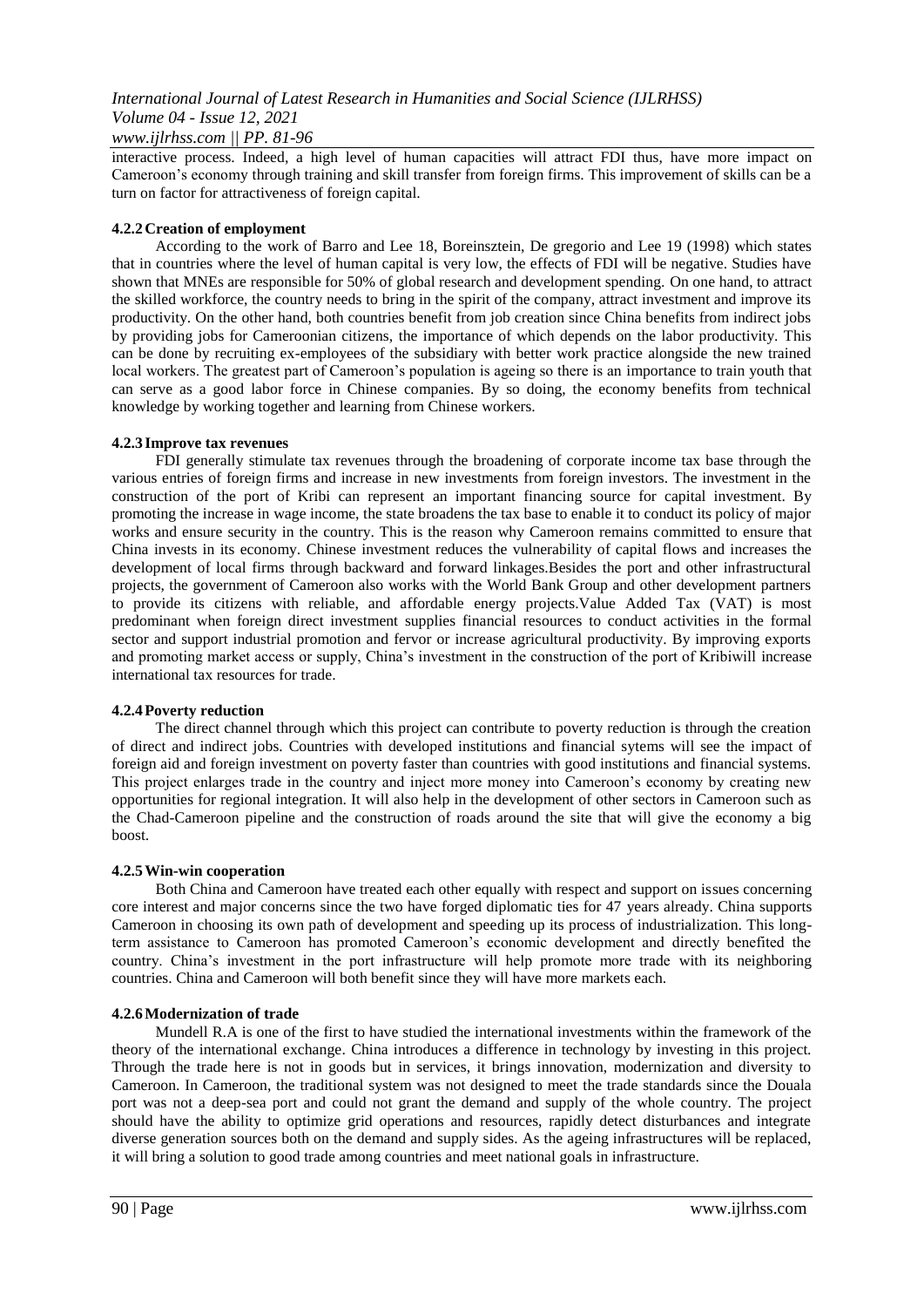interactive process. Indeed, a high level of human capacities will attract FDI thus, have more impact on Cameroon's economy through training and skill transfer from foreign firms. This improvement of skills can be a turn on factor for attractiveness of foreign capital.

### 4.2.2 Creation of employment

According to the work of Barro and Lee 18, Boreinsztein, De gregorio and Lee 19 (1998) which states that in countries where the level of human capital is very low, the effects of FDI will be negative. Studies have shown that MNEs are responsible for 50% of global research and development spending. On one hand, to attract the skilled workforce, the country needs to bring in the spirit of the company, attract investment and improve its productivity. On the other hand, both countries benefit from job creation since China benefits from indirect jobs by providing jobs for Cameroonian citizens, the importance of which depends on the labor productivity. This can be done by recruiting ex-employees of the subsidiary with better work practice alongside the new trained local workers. The greatest part of Cameroon's population is ageing so there is an importance to train youth that can serve as a good labor force in Chinese companies. By so doing, the economy benefits from technical knowledge by working together and learning from Chinese workers.

### 4.2.3 Improve tax revenues

FDI generally stimulate tax revenues through the broadening of corporate income tax base through the various entries of foreign firms and increase in new investments from foreign investors. The investment in the construction of the port of Kribi can represent an important financing source for capital investment. By promoting the increase in wage income, the state broadens the tax base to enable it to conduct its policy of major works and ensure security in the country. This is the reason why Cameroon remains committed to ensure that China invests in its economy. Chinese investment reduces the vulnerability of capital flows and increases the development of local firms through backward and forward linkages.Besides the port and other infrastructural projects, the government of Cameroon also works with the World Bank Group and other development partners to provide its citizens with reliable, and affordable energy projects.Value Added Tax (VAT) is most predominant when foreign direct investment supplies financial resources to conduct activities in the formal sector and support industrial promotion and fervor or increase agricultural productivity. By improving exports and promoting market access or supply, China's investment in the construction of the port of Kribiwill increase international tax resources for trade.

### 4.2.4 Poverty reduction

The direct channel through which this project can contribute to poverty reduction is through the creation of direct and indirect jobs. Countries with developed institutions and financial sytems will see the impact of foreign aid and foreign investment on poverty faster than countries with good institutions and financial systems. This project enlarges trade in the country and inject more money into Cameroon's economy by creating new opportunities for regional integration. It will also help in the development of other sectors in Cameroon such as the Chad-Cameroon pipeline and the construction of roads around the site that will give the economy a big boost.

### 4.2.5 Win-win cooperation

Both China and Cameroon have treated each other equally with respect and support on issues concerning core interest and major concerns since the two have forged diplomatic ties for 47 years already. China supports Cameroon in choosing its own path of development and speeding up its process of industrialization. This long-term assistance to Cameroon has promoted Cameroon's economic development and directly benefited the country. China's investment in the port infrastructure will help promote more trade with its neighboring countries. China and Cameroon will both benefit since they will have more markets each.

### 4.2.6 Modernization of trade

Mundell R.A is one of the first to have studied the international investments within the framework of the theory of the international exchange. China introduces a difference in technology by investing in this project. Through the trade here is not in goods but in services, it brings innovation, modernization and diversity to Cameroon. In Cameroon, the traditional system was not designed to meet the trade standards since the Douala port was not a deep-sea port and could not grant the demand and supply of the whole country. The project should have the ability to optimize grid operations and resources, rapidly detect disturbances and integrate diverse generation sources both on the demand and supply sides. As the ageing infrastructures will be replaced, it will bring a solution to good trade among countries and meet national goals in infrastructure.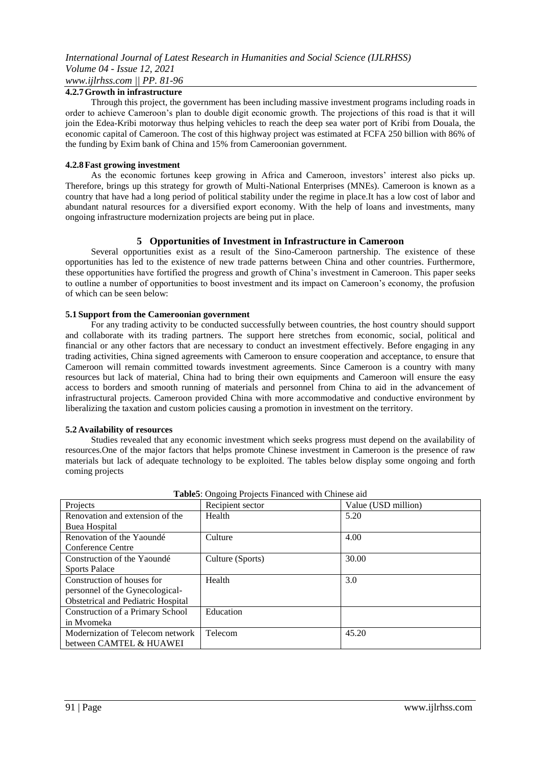#### 4.2.7 Growth in infrastructure

Through this project, the government has been including massive investment programs including roads in order to achieve Cameroon's plan to double digit economic growth. The projections of this road is that it will join the Edea-Kribi motorway thus helping vehicles to reach the deep sea water port of Kribi from Douala, the economic capital of Cameroon. The cost of this highway project was estimated at FCFA 250 billion with 86% of the funding by Exim bank of China and 15% from Cameroonian government.

#### 4.2.8 Fast growing investment

As the economic fortunes keep growing in Africa and Cameroon, investors' interest also picks up. Therefore, brings up this strategy for growth of Multi-National Enterprises (MNEs). Cameroon is known as a country that have had a long period of political stability under the regime in place.It has a low cost of labor and abundant natural resources for a diversified export economy. With the help of loans and investments, many ongoing infrastructure modernization projects are being put in place.

## 5 Opportunities of Investment in Infrastructure in Cameroon

Several opportunities exist as a result of the Sino-Cameroon partnership. The existence of these opportunities has led to the existence of new trade patterns between China and other countries. Furthermore, these opportunities have fortified the progress and growth of China's investment in Cameroon. This paper seeks to outline a number of opportunities to boost investment and its impact on Cameroon's economy, the profusion of which can be seen below:

### 5.1 Support from the Cameroonian government

For any trading activity to be conducted successfully between countries, the host country should support and collaborate with its trading partners. The support here stretches from economic, social, political and financial or any other factors that are necessary to conduct an investment effectively. Before engaging in any trading activities, China signed agreements with Cameroon to ensure cooperation and acceptance, to ensure that Cameroon will remain committed towards investment agreements. Since Cameroon is a country with many resources but lack of material, China had to bring their own equipments and Cameroon will ensure the easy access to borders and smooth running of materials and personnel from China to aid in the advancement of infrastructural projects. Cameroon provided China with more accommodative and conductive environment by liberalizing the taxation and custom policies causing a promotion in investment on the territory.

### 5.2 Availability of resources

Studies revealed that any economic investment which seeks progress must depend on the availability of resources.One of the major factors that helps promote Chinese investment in Cameroon is the presence of raw materials but lack of adequate technology to be exploited. The tables below display some ongoing and forth coming projects

**Table5**: Ongoing Projects Financed with Chinese aid

| Projects | Recipient sector | Value (USD million) |
|---|---|---|
| Renovation and extension of the Buea Hospital | Health | 5.20 |
| Renovation of the Yaoundé Conference Centre | Culture | 4.00 |
| Construction of the Yaoundé Sports Palace | Culture (Sports) | 30.00 |
| Construction of houses for personnel of the Gynecological-Obstetrical and Pediatric Hospital | Health | 3.0 |
| Construction of a Primary School in Mvomeka | Education | |
| Modernization of Telecom network between CAMTEL & HUAWEI | Telecom | 45.20 |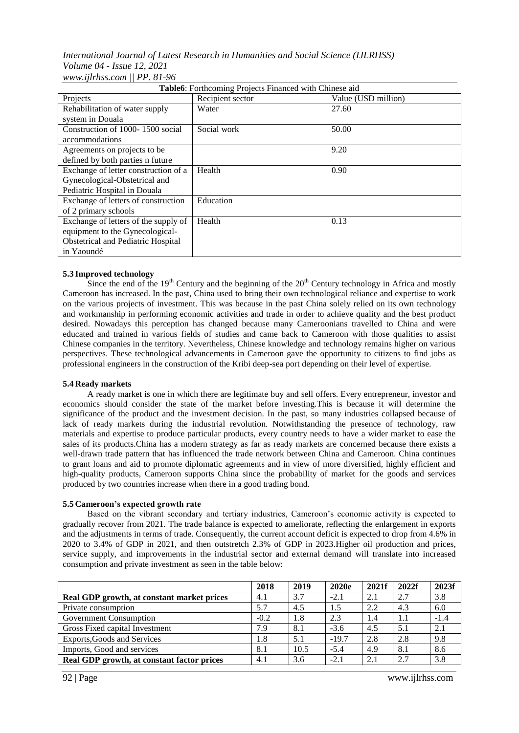**Table6**: Forthcoming Projects Financed with Chinese aid

| Projects | Recipient sector | Value (USD million) |
| --- | --- | --- |
| Rehabilitation of water supply system in Douala | Water | 27.60 |
| Construction of 1000- 1500 social accommodations | Social work | 50.00 |
| Agreements on projects to be defined by both parties n future | | 9.20 |
| Exchange of letter construction of a Gynecological-Obstetrical and Pediatric Hospital in Douala | Health | 0.90 |
| Exchange of letters of construction of 2 primary schools | Education | |
| Exchange of letters of the supply of equipment to the Gynecological-Obstetrical and Pediatric Hospital in Yaoundé | Health | 0.13 |

### 5.3 Improved technology

Since the end of the 19th Century and the beginning of the 20th Century technology in Africa and mostly Cameroon has increased. In the past, China used to bring their own technological reliance and expertise to work on the various projects of investment. This was because in the past China solely relied on its own technology and workmanship in performing economic activities and trade in order to achieve quality and the best product desired. Nowadays this perception has changed because many Cameroonians travelled to China and were educated and trained in various fields of studies and came back to Cameroon with those qualities to assist Chinese companies in the territory. Nevertheless, Chinese knowledge and technology remains higher on various perspectives. These technological advancements in Cameroon gave the opportunity to citizens to find jobs as professional engineers in the construction of the Kribi deep-sea port depending on their level of expertise.

### 5.4 Ready markets

A ready market is one in which there are legitimate buy and sell offers. Every entrepreneur, investor and economics should consider the state of the market before investing.This is because it will determine the significance of the product and the investment decision. In the past, so many industries collapsed because of lack of ready markets during the industrial revolution. Notwithstanding the presence of technology, raw materials and expertise to produce particular products, every country needs to have a wider market to ease the sales of its products.China has a modern strategy as far as ready markets are concerned because there exists a well-drawn trade pattern that has influenced the trade network between China and Cameroon. China continues to grant loans and aid to promote diplomatic agreements and in view of more diversified, highly efficient and high-quality products, Cameroon supports China since the probability of market for the goods and services produced by two countries increase when there in a good trading bond.

### 5.5 Cameroon's expected growth rate

Based on the vibrant secondary and tertiary industries, Cameroon's economic activity is expected to gradually recover from 2021. The trade balance is expected to ameliorate, reflecting the enlargement in exports and the adjustments in terms of trade. Consequently, the current account deficit is expected to drop from 4.6% in 2020 to 3.4% of GDP in 2021, and then outstretch 2.3% of GDP in 2023.Higher oil production and prices, service supply, and improvements in the industrial sector and external demand will translate into increased consumption and private investment as seen in the table below:

| | **2018** | **2019** | **2020e** | **2021f** | **2022f** | **2023f** |
| --- | --- | --- | --- | --- | --- | --- |
| **Real GDP growth, at constant market prices** | 4.1 | 3.7 | -2.1 | 2.1 | 2.7 | 3.8 |
| Private consumption | 5.7 | 4.5 | 1.5 | 2.2 | 4.3 | 6.0 |
| Government Consumption | -0.2 | 1.8 | 2.3 | 1.4 | 1.1 | -1.4 |
| Gross Fixed capital Investment | 7.9 | 8.1 | -3.6 | 4.5 | 5.1 | 2.1 |
| Exports,Goods and Services | 1.8 | 5.1 | -19.7 | 2.8 | 2.8 | 9.8 |
| Imports, Good and services | 8.1 | 10.5 | -5.4 | 4.9 | 8.1 | 8.6 |
| **Real GDP growth, at constant factor prices** | 4.1 | 3.6 | -2.1 | 2.1 | 2.7 | 3.8 |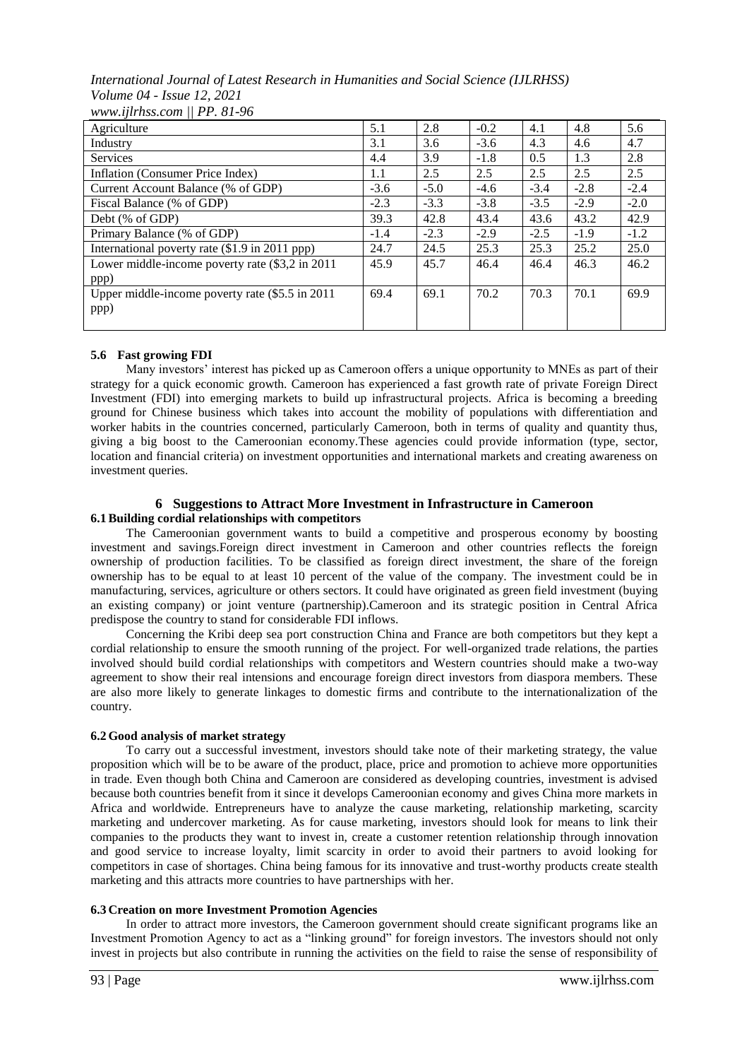| | | | | | | |
|---|---|---|---|---|---|---|
| Agriculture | 5.1 | 2.8 | -0.2 | 4.1 | 4.8 | 5.6 |
| Industry | 3.1 | 3.6 | -3.6 | 4.3 | 4.6 | 4.7 |
| Services | 4.4 | 3.9 | -1.8 | 0.5 | 1.3 | 2.8 |
| Inflation (Consumer Price Index) | 1.1 | 2.5 | 2.5 | 2.5 | 2.5 | 2.5 |
| Current Account Balance (% of GDP) | -3.6 | -5.0 | -4.6 | -3.4 | -2.8 | -2.4 |
| Fiscal Balance (% of GDP) | -2.3 | -3.3 | -3.8 | -3.5 | -2.9 | -2.0 |
| Debt (% of GDP) | 39.3 | 42.8 | 43.4 | 43.6 | 43.2 | 42.9 |
| Primary Balance (% of GDP) | -1.4 | -2.3 | -2.9 | -2.5 | -1.9 | -1.2 |
| International poverty rate ($1.9 in 2011 ppp) | 24.7 | 24.5 | 25.3 | 25.3 | 25.2 | 25.0 |
| Lower middle-income poverty rate ($3,2 in 2011 ppp) | 45.9 | 45.7 | 46.4 | 46.4 | 46.3 | 46.2 |
| Upper middle-income poverty rate ($5.5 in 2011 ppp) | 69.4 | 69.1 | 70.2 | 70.3 | 70.1 | 69.9 |

### 5.6 Fast growing FDI

Many investors' interest has picked up as Cameroon offers a unique opportunity to MNEs as part of their strategy for a quick economic growth. Cameroon has experienced a fast growth rate of private Foreign Direct Investment (FDI) into emerging markets to build up infrastructural projects. Africa is becoming a breeding ground for Chinese business which takes into account the mobility of populations with differentiation and worker habits in the countries concerned, particularly Cameroon, both in terms of quality and quantity thus, giving a big boost to the Cameroonian economy.These agencies could provide information (type, sector, location and financial criteria) on investment opportunities and international markets and creating awareness on investment queries.

## 6 Suggestions to Attract More Investment in Infrastructure in Cameroon

### 6.1 Building cordial relationships with competitors

The Cameroonian government wants to build a competitive and prosperous economy by boosting investment and savings.Foreign direct investment in Cameroon and other countries reflects the foreign ownership of production facilities. To be classified as foreign direct investment, the share of the foreign ownership has to be equal to at least 10 percent of the value of the company. The investment could be in manufacturing, services, agriculture or others sectors. It could have originated as green field investment (buying an existing company) or joint venture (partnership).Cameroon and its strategic position in Central Africa predispose the country to stand for considerable FDI inflows.

Concerning the Kribi deep sea port construction China and France are both competitors but they kept a cordial relationship to ensure the smooth running of the project. For well-organized trade relations, the parties involved should build cordial relationships with competitors and Western countries should make a two-way agreement to show their real intensions and encourage foreign direct investors from diaspora members. These are also more likely to generate linkages to domestic firms and contribute to the internationalization of the country.

### 6.2 Good analysis of market strategy

To carry out a successful investment, investors should take note of their marketing strategy, the value proposition which will be to be aware of the product, place, price and promotion to achieve more opportunities in trade. Even though both China and Cameroon are considered as developing countries, investment is advised because both countries benefit from it since it develops Cameroonian economy and gives China more markets in Africa and worldwide. Entrepreneurs have to analyze the cause marketing, relationship marketing, scarcity marketing and undercover marketing. As for cause marketing, investors should look for means to link their companies to the products they want to invest in, create a customer retention relationship through innovation and good service to increase loyalty, limit scarcity in order to avoid their partners to avoid looking for competitors in case of shortages. China being famous for its innovative and trust-worthy products create stealth marketing and this attracts more countries to have partnerships with her.

### 6.3 Creation on more Investment Promotion Agencies

In order to attract more investors, the Cameroon government should create significant programs like an Investment Promotion Agency to act as a "linking ground" for foreign investors. The investors should not only invest in projects but also contribute in running the activities on the field to raise the sense of responsibility of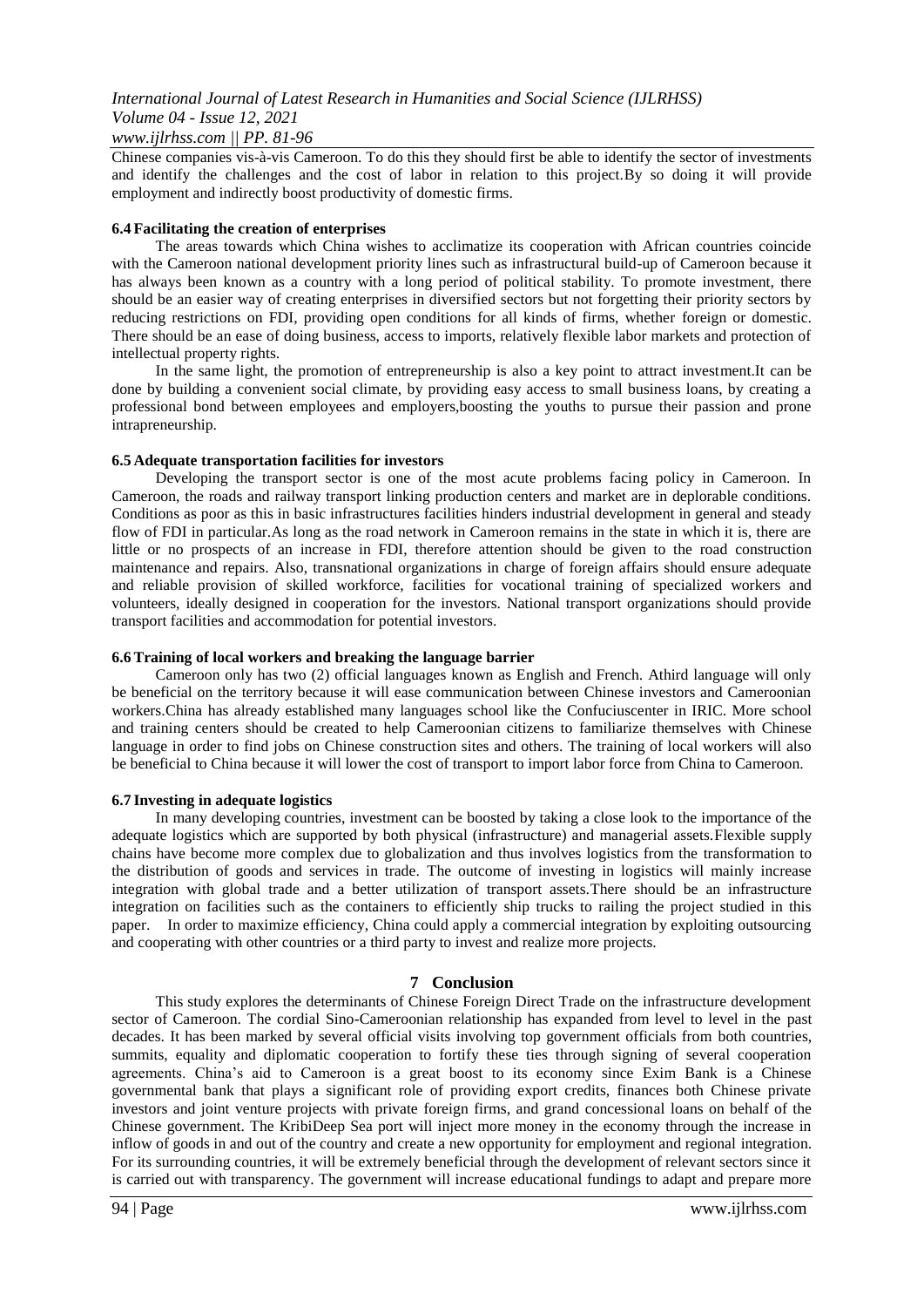Chinese companies vis-à-vis Cameroon. To do this they should first be able to identify the sector of investments and identify the challenges and the cost of labor in relation to this project.By so doing it will provide employment and indirectly boost productivity of domestic firms.

### 6.4 Facilitating the creation of enterprises

The areas towards which China wishes to acclimatize its cooperation with African countries coincide with the Cameroon national development priority lines such as infrastructural build-up of Cameroon because it has always been known as a country with a long period of political stability. To promote investment, there should be an easier way of creating enterprises in diversified sectors but not forgetting their priority sectors by reducing restrictions on FDI, providing open conditions for all kinds of firms, whether foreign or domestic. There should be an ease of doing business, access to imports, relatively flexible labor markets and protection of intellectual property rights.

In the same light, the promotion of entrepreneurship is also a key point to attract investment.It can be done by building a convenient social climate, by providing easy access to small business loans, by creating a professional bond between employees and employers,boosting the youths to pursue their passion and prone intrapreneurship.

### 6.5 Adequate transportation facilities for investors

Developing the transport sector is one of the most acute problems facing policy in Cameroon. In Cameroon, the roads and railway transport linking production centers and market are in deplorable conditions. Conditions as poor as this in basic infrastructures facilities hinders industrial development in general and steady flow of FDI in particular.As long as the road network in Cameroon remains in the state in which it is, there are little or no prospects of an increase in FDI, therefore attention should be given to the road construction maintenance and repairs. Also, transnational organizations in charge of foreign affairs should ensure adequate and reliable provision of skilled workforce, facilities for vocational training of specialized workers and volunteers, ideally designed in cooperation for the investors. National transport organizations should provide transport facilities and accommodation for potential investors.

### 6.6 Training of local workers and breaking the language barrier

Cameroon only has two (2) official languages known as English and French. Athird language will only be beneficial on the territory because it will ease communication between Chinese investors and Cameroonian workers.China has already established many languages school like the Confuciuscenter in IRIC. More school and training centers should be created to help Cameroonian citizens to familiarize themselves with Chinese language in order to find jobs on Chinese construction sites and others. The training of local workers will also be beneficial to China because it will lower the cost of transport to import labor force from China to Cameroon.

### 6.7 Investing in adequate logistics

In many developing countries, investment can be boosted by taking a close look to the importance of the adequate logistics which are supported by both physical (infrastructure) and managerial assets.Flexible supply chains have become more complex due to globalization and thus involves logistics from the transformation to the distribution of goods and services in trade. The outcome of investing in logistics will mainly increase integration with global trade and a better utilization of transport assets.There should be an infrastructure integration on facilities such as the containers to efficiently ship trucks to railing the project studied in this paper. In order to maximize efficiency, China could apply a commercial integration by exploiting outsourcing and cooperating with other countries or a third party to invest and realize more projects.

## 7 Conclusion

This study explores the determinants of Chinese Foreign Direct Trade on the infrastructure development sector of Cameroon. The cordial Sino-Cameroonian relationship has expanded from level to level in the past decades. It has been marked by several official visits involving top government officials from both countries, summits, equality and diplomatic cooperation to fortify these ties through signing of several cooperation agreements. China's aid to Cameroon is a great boost to its economy since Exim Bank is a Chinese governmental bank that plays a significant role of providing export credits, finances both Chinese private investors and joint venture projects with private foreign firms, and grand concessional loans on behalf of the Chinese government. The KribiDeep Sea port will inject more money in the economy through the increase in inflow of goods in and out of the country and create a new opportunity for employment and regional integration. For its surrounding countries, it will be extremely beneficial through the development of relevant sectors since it is carried out with transparency. The government will increase educational fundings to adapt and prepare more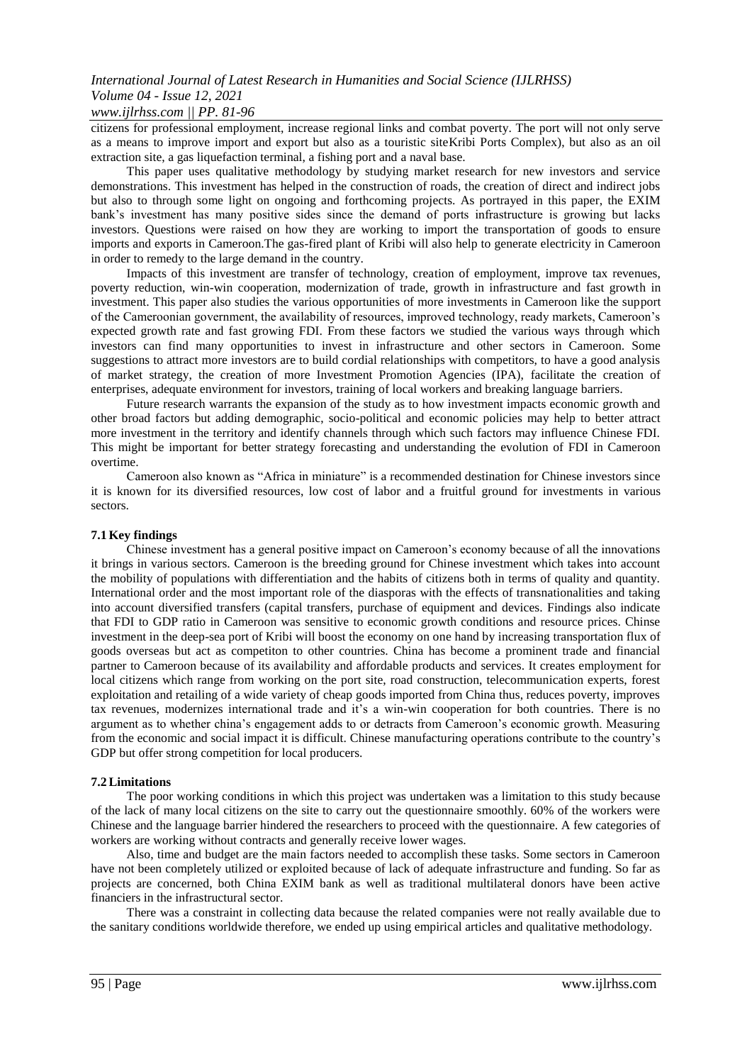citizens for professional employment, increase regional links and combat poverty. The port will not only serve as a means to improve import and export but also as a touristic siteKribi Ports Complex), but also as an oil extraction site, a gas liquefaction terminal, a fishing port and a naval base.

This paper uses qualitative methodology by studying market research for new investors and service demonstrations. This investment has helped in the construction of roads, the creation of direct and indirect jobs but also to through some light on ongoing and forthcoming projects. As portrayed in this paper, the EXIM bank's investment has many positive sides since the demand of ports infrastructure is growing but lacks investors. Questions were raised on how they are working to import the transportation of goods to ensure imports and exports in Cameroon.The gas-fired plant of Kribi will also help to generate electricity in Cameroon in order to remedy to the large demand in the country.

Impacts of this investment are transfer of technology, creation of employment, improve tax revenues, poverty reduction, win-win cooperation, modernization of trade, growth in infrastructure and fast growth in investment. This paper also studies the various opportunities of more investments in Cameroon like the support of the Cameroonian government, the availability of resources, improved technology, ready markets, Cameroon's expected growth rate and fast growing FDI. From these factors we studied the various ways through which investors can find many opportunities to invest in infrastructure and other sectors in Cameroon. Some suggestions to attract more investors are to build cordial relationships with competitors, to have a good analysis of market strategy, the creation of more Investment Promotion Agencies (IPA), facilitate the creation of enterprises, adequate environment for investors, training of local workers and breaking language barriers.

Future research warrants the expansion of the study as to how investment impacts economic growth and other broad factors but adding demographic, socio-political and economic policies may help to better attract more investment in the territory and identify channels through which such factors may influence Chinese FDI. This might be important for better strategy forecasting and understanding the evolution of FDI in Cameroon overtime.

Cameroon also known as "Africa in miniature" is a recommended destination for Chinese investors since it is known for its diversified resources, low cost of labor and a fruitful ground for investments in various sectors.

### 7.1 Key findings

Chinese investment has a general positive impact on Cameroon's economy because of all the innovations it brings in various sectors. Cameroon is the breeding ground for Chinese investment which takes into account the mobility of populations with differentiation and the habits of citizens both in terms of quality and quantity. International order and the most important role of the diasporas with the effects of transnationalities and taking into account diversified transfers (capital transfers, purchase of equipment and devices. Findings also indicate that FDI to GDP ratio in Cameroon was sensitive to economic growth conditions and resource prices. Chinse investment in the deep-sea port of Kribi will boost the economy on one hand by increasing transportation flux of goods overseas but act as competiton to other countries. China has become a prominent trade and financial partner to Cameroon because of its availability and affordable products and services. It creates employment for local citizens which range from working on the port site, road construction, telecommunication experts, forest exploitation and retailing of a wide variety of cheap goods imported from China thus, reduces poverty, improves tax revenues, modernizes international trade and it's a win-win cooperation for both countries. There is no argument as to whether china's engagement adds to or detracts from Cameroon's economic growth. Measuring from the economic and social impact it is difficult. Chinese manufacturing operations contribute to the country's GDP but offer strong competition for local producers.

### 7.2 Limitations

The poor working conditions in which this project was undertaken was a limitation to this study because of the lack of many local citizens on the site to carry out the questionnaire smoothly. 60% of the workers were Chinese and the language barrier hindered the researchers to proceed with the questionnaire. A few categories of workers are working without contracts and generally receive lower wages.

Also, time and budget are the main factors needed to accomplish these tasks. Some sectors in Cameroon have not been completely utilized or exploited because of lack of adequate infrastructure and funding. So far as projects are concerned, both China EXIM bank as well as traditional multilateral donors have been active financiers in the infrastructural sector.

There was a constraint in collecting data because the related companies were not really available due to the sanitary conditions worldwide therefore, we ended up using empirical articles and qualitative methodology.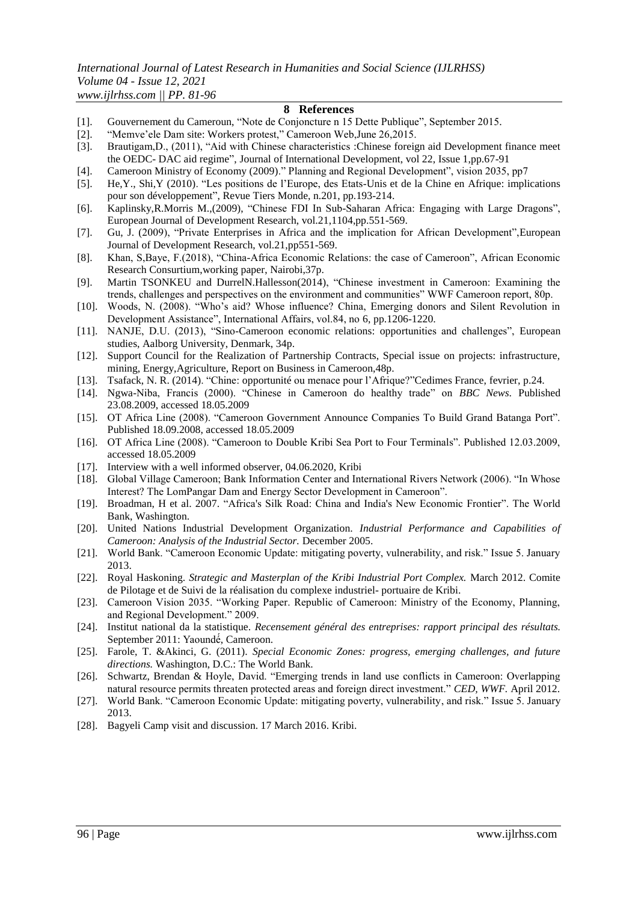## 8 References

[1]. Gouvernement du Cameroun, “Note de Conjoncture n 15 Dette Publique”, September 2015.

[2]. “Memve'ele Dam site: Workers protest,” Cameroon Web,June 26,2015.

[3]. Brautigam,D., (2011), “Aid with Chinese characteristics :Chinese foreign aid Development finance meet the OEDC- DAC aid regime”, Journal of International Development, vol 22, Issue 1,pp.67-91

[4]. Cameroon Ministry of Economy (2009).” Planning and Regional Development”, vision 2035, pp7

[5]. He,Y., Shi,Y (2010). “Les positions de l'Europe, des Etats-Unis et de la Chine en Afrique: implications pour son développement”, Revue Tiers Monde, n.201, pp.193-214.

[6]. Kaplinsky,R.Morris M.,(2009), “Chinese FDI In Sub-Saharan Africa: Engaging with Large Dragons”, European Journal of Development Research, vol.21,1104,pp.551-569.

[7]. Gu, J. (2009), “Private Enterprises in Africa and the implication for African Development”,European Journal of Development Research, vol.21,pp551-569.

[8]. Khan, S,Baye, F.(2018), “China-Africa Economic Relations: the case of Cameroon”, African Economic Research Consurtium,working paper, Nairobi,37p.

[9]. Martin TSONKEU and DurrelN.Hallesson(2014), “Chinese investment in Cameroon: Examining the trends, challenges and perspectives on the environment and communities” WWF Cameroon report, 80p.

[10]. Woods, N. (2008). “Who's aid? Whose influence? China, Emerging donors and Silent Revolution in Development Assistance”, International Affairs, vol.84, no 6, pp.1206-1220.

[11]. NANJE, D.U. (2013), “Sino-Cameroon economic relations: opportunities and challenges”, European studies, Aalborg University, Denmark, 34p.

[12]. Support Council for the Realization of Partnership Contracts, Special issue on projects: infrastructure, mining, Energy,Agriculture, Report on Business in Cameroon,48p.

[13]. Tsafack, N. R. (2014). “Chine: opportunité ou menace pour l'Afrique?”Cedimes France, fevrier, p.24.

[14]. Ngwa-Niba, Francis (2000). “Chinese in Cameroon do healthy trade” on *BBC News*. Published 23.08.2009, accessed 18.05.2009

[15]. OT Africa Line (2008). “Cameroon Government Announce Companies To Build Grand Batanga Port”. Published 18.09.2008, accessed 18.05.2009

[16]. OT Africa Line (2008). “Cameroon to Double Kribi Sea Port to Four Terminals”. Published 12.03.2009, accessed 18.05.2009

[17]. Interview with a well informed observer, 04.06.2020, Kribi

[18]. Global Village Cameroon; Bank Information Center and International Rivers Network (2006). “In Whose Interest? The LomPangar Dam and Energy Sector Development in Cameroon”.

[19]. Broadman, H et al. 2007. “Africa's Silk Road: China and India's New Economic Frontier”. The World Bank, Washington.

[20]. United Nations Industrial Development Organization. *Industrial Performance and Capabilities of Cameroon: Analysis of the Industrial Sector.* December 2005.

[21]. World Bank. “Cameroon Economic Update: mitigating poverty, vulnerability, and risk.” Issue 5. January 2013.

[22]. Royal Haskoning. *Strategic and Masterplan of the Kribi Industrial Port Complex.* March 2012. Comite de Pilotage et de Suivi de la réalisation du complexe industriel- portuaire de Kribi.

[23]. Cameroon Vision 2035. “Working Paper. Republic of Cameroon: Ministry of the Economy, Planning, and Regional Development.” 2009.

[24]. Institut national da la statistique. *Recensement général des entreprises: rapport principal des résultats.* September 2011: Yaoundé, Cameroon.

[25]. Farole, T. &Akinci, G. (2011). *Special Economic Zones: progress, emerging challenges, and future directions.* Washington, D.C.: The World Bank.

[26]. Schwartz, Brendan & Hoyle, David. “Emerging trends in land use conflicts in Cameroon: Overlapping natural resource permits threaten protected areas and foreign direct investment.” *CED, WWF.* April 2012.

[27]. World Bank. “Cameroon Economic Update: mitigating poverty, vulnerability, and risk.” Issue 5. January 2013.

[28]. Bagyeli Camp visit and discussion. 17 March 2016. Kribi.